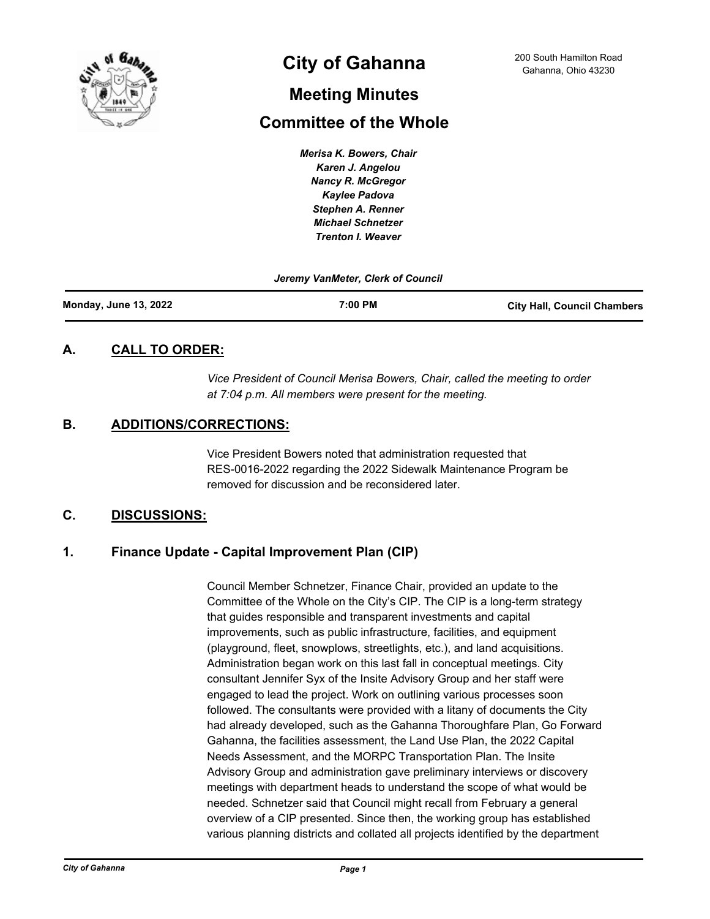# City of Gahanna

200 South Hamilton Road
Gahanna, Ohio 43230

## Meeting Minutes

## Committee of the Whole

*Merisa K. Bowers, Chair*
*Karen J. Angelou*
*Nancy R. McGregor*
*Kaylee Padova*
*Stephen A. Renner*
*Michael Schnetzer*
*Trenton I. Weaver*

*Jeremy VanMeter, Clerk of Council*

| **Monday, June 13, 2022** | **7:00 PM** | **City Hall, Council Chambers** |
|---|---|---|

### A. CALL TO ORDER:

*Vice President of Council Merisa Bowers, Chair, called the meeting to order at 7:04 p.m. All members were present for the meeting.*

### B. ADDITIONS/CORRECTIONS:

Vice President Bowers noted that administration requested that RES-0016-2022 regarding the 2022 Sidewalk Maintenance Program be removed for discussion and be reconsidered later.

### C. DISCUSSIONS:

### 1. Finance Update - Capital Improvement Plan (CIP)

Council Member Schnetzer, Finance Chair, provided an update to the Committee of the Whole on the City's CIP. The CIP is a long-term strategy that guides responsible and transparent investments and capital improvements, such as public infrastructure, facilities, and equipment (playground, fleet, snowplows, streetlights, etc.), and land acquisitions. Administration began work on this last fall in conceptual meetings. City consultant Jennifer Syx of the Insite Advisory Group and her staff were engaged to lead the project. Work on outlining various processes soon followed. The consultants were provided with a litany of documents the City had already developed, such as the Gahanna Thoroughfare Plan, Go Forward Gahanna, the facilities assessment, the Land Use Plan, the 2022 Capital Needs Assessment, and the MORPC Transportation Plan. The Insite Advisory Group and administration gave preliminary interviews or discovery meetings with department heads to understand the scope of what would be needed. Schnetzer said that Council might recall from February a general overview of a CIP presented. Since then, the working group has established various planning districts and collated all projects identified by the department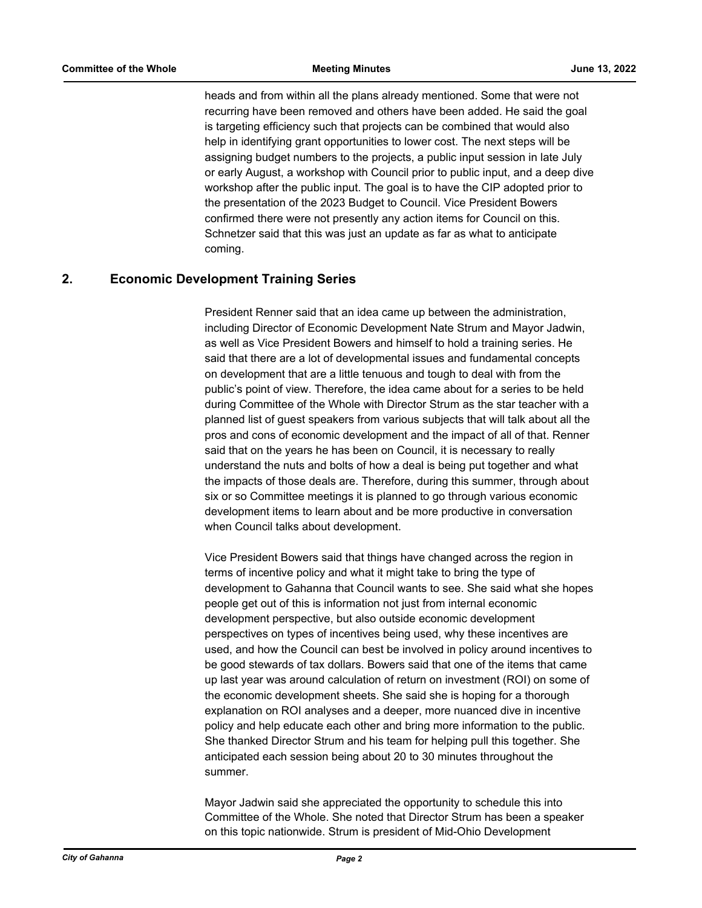heads and from within all the plans already mentioned. Some that were not recurring have been removed and others have been added. He said the goal is targeting efficiency such that projects can be combined that would also help in identifying grant opportunities to lower cost. The next steps will be assigning budget numbers to the projects, a public input session in late July or early August, a workshop with Council prior to public input, and a deep dive workshop after the public input. The goal is to have the CIP adopted prior to the presentation of the 2023 Budget to Council. Vice President Bowers confirmed there were not presently any action items for Council on this. Schnetzer said that this was just an update as far as what to anticipate coming.

## 2. Economic Development Training Series

President Renner said that an idea came up between the administration, including Director of Economic Development Nate Strum and Mayor Jadwin, as well as Vice President Bowers and himself to hold a training series. He said that there are a lot of developmental issues and fundamental concepts on development that are a little tenuous and tough to deal with from the public's point of view. Therefore, the idea came about for a series to be held during Committee of the Whole with Director Strum as the star teacher with a planned list of guest speakers from various subjects that will talk about all the pros and cons of economic development and the impact of all of that. Renner said that on the years he has been on Council, it is necessary to really understand the nuts and bolts of how a deal is being put together and what the impacts of those deals are. Therefore, during this summer, through about six or so Committee meetings it is planned to go through various economic development items to learn about and be more productive in conversation when Council talks about development.

Vice President Bowers said that things have changed across the region in terms of incentive policy and what it might take to bring the type of development to Gahanna that Council wants to see. She said what she hopes people get out of this is information not just from internal economic development perspective, but also outside economic development perspectives on types of incentives being used, why these incentives are used, and how the Council can best be involved in policy around incentives to be good stewards of tax dollars. Bowers said that one of the items that came up last year was around calculation of return on investment (ROI) on some of the economic development sheets. She said she is hoping for a thorough explanation on ROI analyses and a deeper, more nuanced dive in incentive policy and help educate each other and bring more information to the public. She thanked Director Strum and his team for helping pull this together. She anticipated each session being about 20 to 30 minutes throughout the summer.

Mayor Jadwin said she appreciated the opportunity to schedule this into Committee of the Whole. She noted that Director Strum has been a speaker on this topic nationwide. Strum is president of Mid-Ohio Development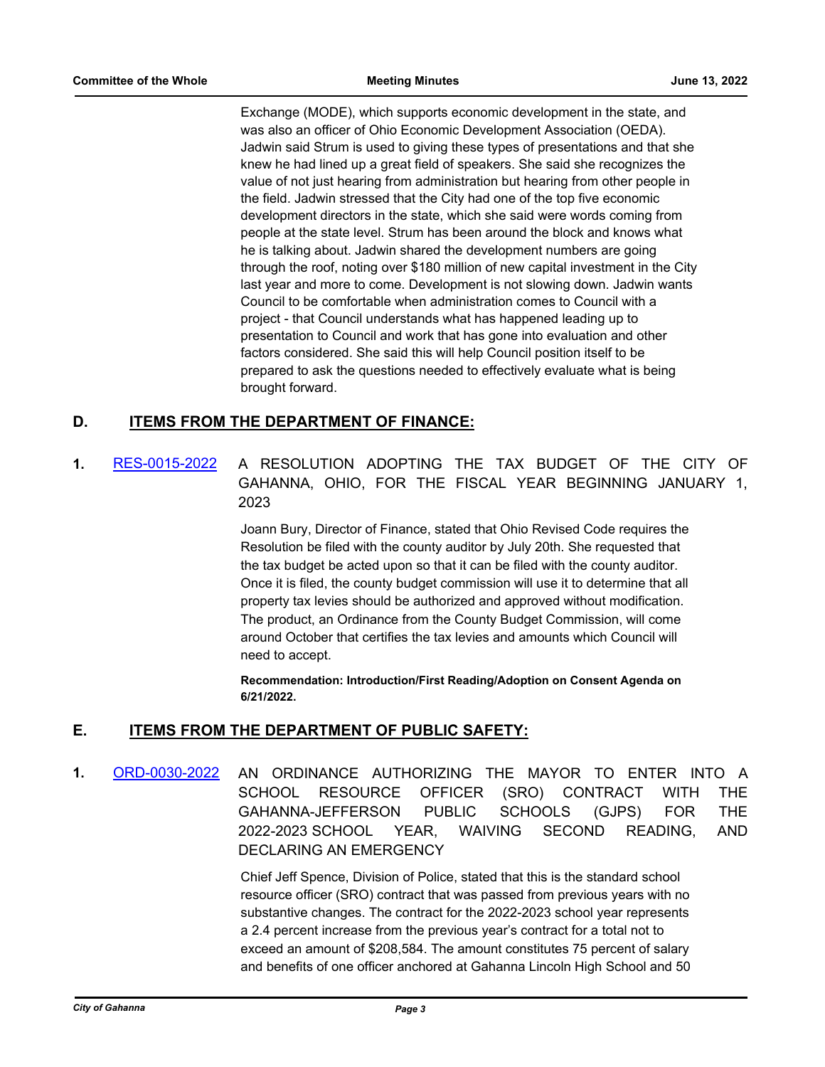Exchange (MODE), which supports economic development in the state, and was also an officer of Ohio Economic Development Association (OEDA). Jadwin said Strum is used to giving these types of presentations and that she knew he had lined up a great field of speakers. She said she recognizes the value of not just hearing from administration but hearing from other people in the field. Jadwin stressed that the City had one of the top five economic development directors in the state, which she said were words coming from people at the state level. Strum has been around the block and knows what he is talking about. Jadwin shared the development numbers are going through the roof, noting over $180 million of new capital investment in the City last year and more to come. Development is not slowing down. Jadwin wants Council to be comfortable when administration comes to Council with a project - that Council understands what has happened leading up to presentation to Council and work that has gone into evaluation and other factors considered. She said this will help Council position itself to be prepared to ask the questions needed to effectively evaluate what is being brought forward.

## D. ITEMS FROM THE DEPARTMENT OF FINANCE:

**1.** RES-0015-2022 A RESOLUTION ADOPTING THE TAX BUDGET OF THE CITY OF GAHANNA, OHIO, FOR THE FISCAL YEAR BEGINNING JANUARY 1, 2023

Joann Bury, Director of Finance, stated that Ohio Revised Code requires the Resolution be filed with the county auditor by July 20th. She requested that the tax budget be acted upon so that it can be filed with the county auditor. Once it is filed, the county budget commission will use it to determine that all property tax levies should be authorized and approved without modification. The product, an Ordinance from the County Budget Commission, will come around October that certifies the tax levies and amounts which Council will need to accept.

**Recommendation: Introduction/First Reading/Adoption on Consent Agenda on 6/21/2022.**

## E. ITEMS FROM THE DEPARTMENT OF PUBLIC SAFETY:

**1.** ORD-0030-2022 AN ORDINANCE AUTHORIZING THE MAYOR TO ENTER INTO A SCHOOL RESOURCE OFFICER (SRO) CONTRACT WITH THE GAHANNA-JEFFERSON PUBLIC SCHOOLS (GJPS) FOR THE 2022-2023 SCHOOL YEAR, WAIVING SECOND READING, AND DECLARING AN EMERGENCY

Chief Jeff Spence, Division of Police, stated that this is the standard school resource officer (SRO) contract that was passed from previous years with no substantive changes. The contract for the 2022-2023 school year represents a 2.4 percent increase from the previous year's contract for a total not to exceed an amount of $208,584. The amount constitutes 75 percent of salary and benefits of one officer anchored at Gahanna Lincoln High School and 50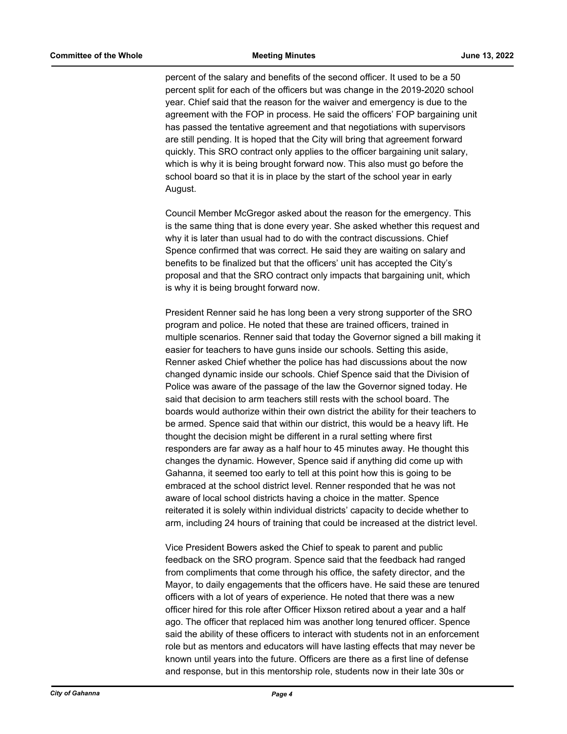percent of the salary and benefits of the second officer. It used to be a 50 percent split for each of the officers but was change in the 2019-2020 school year. Chief said that the reason for the waiver and emergency is due to the agreement with the FOP in process. He said the officers' FOP bargaining unit has passed the tentative agreement and that negotiations with supervisors are still pending. It is hoped that the City will bring that agreement forward quickly. This SRO contract only applies to the officer bargaining unit salary, which is why it is being brought forward now. This also must go before the school board so that it is in place by the start of the school year in early August.

Council Member McGregor asked about the reason for the emergency. This is the same thing that is done every year. She asked whether this request and why it is later than usual had to do with the contract discussions. Chief Spence confirmed that was correct. He said they are waiting on salary and benefits to be finalized but that the officers' unit has accepted the City's proposal and that the SRO contract only impacts that bargaining unit, which is why it is being brought forward now.

President Renner said he has long been a very strong supporter of the SRO program and police. He noted that these are trained officers, trained in multiple scenarios. Renner said that today the Governor signed a bill making it easier for teachers to have guns inside our schools. Setting this aside, Renner asked Chief whether the police has had discussions about the now changed dynamic inside our schools. Chief Spence said that the Division of Police was aware of the passage of the law the Governor signed today. He said that decision to arm teachers still rests with the school board. The boards would authorize within their own district the ability for their teachers to be armed. Spence said that within our district, this would be a heavy lift. He thought the decision might be different in a rural setting where first responders are far away as a half hour to 45 minutes away. He thought this changes the dynamic. However, Spence said if anything did come up with Gahanna, it seemed too early to tell at this point how this is going to be embraced at the school district level. Renner responded that he was not aware of local school districts having a choice in the matter. Spence reiterated it is solely within individual districts' capacity to decide whether to arm, including 24 hours of training that could be increased at the district level.

Vice President Bowers asked the Chief to speak to parent and public feedback on the SRO program. Spence said that the feedback had ranged from compliments that come through his office, the safety director, and the Mayor, to daily engagements that the officers have. He said these are tenured officers with a lot of years of experience. He noted that there was a new officer hired for this role after Officer Hixson retired about a year and a half ago. The officer that replaced him was another long tenured officer. Spence said the ability of these officers to interact with students not in an enforcement role but as mentors and educators will have lasting effects that may never be known until years into the future. Officers are there as a first line of defense and response, but in this mentorship role, students now in their late 30s or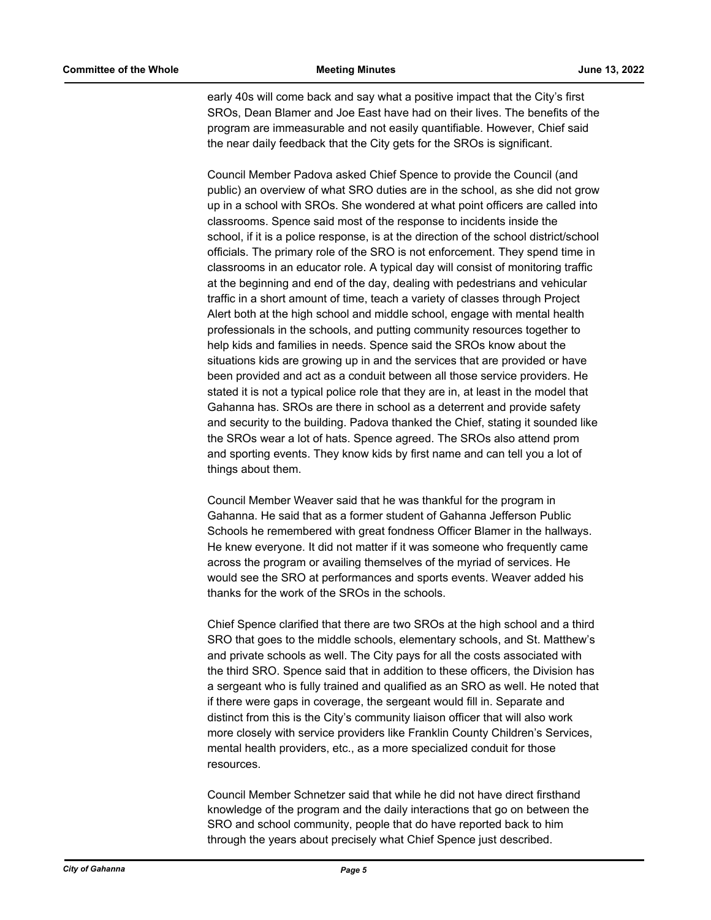early 40s will come back and say what a positive impact that the City's first SROs, Dean Blamer and Joe East have had on their lives. The benefits of the program are immeasurable and not easily quantifiable. However, Chief said the near daily feedback that the City gets for the SROs is significant.

Council Member Padova asked Chief Spence to provide the Council (and public) an overview of what SRO duties are in the school, as she did not grow up in a school with SROs. She wondered at what point officers are called into classrooms. Spence said most of the response to incidents inside the school, if it is a police response, is at the direction of the school district/school officials. The primary role of the SRO is not enforcement. They spend time in classrooms in an educator role. A typical day will consist of monitoring traffic at the beginning and end of the day, dealing with pedestrians and vehicular traffic in a short amount of time, teach a variety of classes through Project Alert both at the high school and middle school, engage with mental health professionals in the schools, and putting community resources together to help kids and families in needs. Spence said the SROs know about the situations kids are growing up in and the services that are provided or have been provided and act as a conduit between all those service providers. He stated it is not a typical police role that they are in, at least in the model that Gahanna has. SROs are there in school as a deterrent and provide safety and security to the building. Padova thanked the Chief, stating it sounded like the SROs wear a lot of hats. Spence agreed. The SROs also attend prom and sporting events. They know kids by first name and can tell you a lot of things about them.

Council Member Weaver said that he was thankful for the program in Gahanna. He said that as a former student of Gahanna Jefferson Public Schools he remembered with great fondness Officer Blamer in the hallways. He knew everyone. It did not matter if it was someone who frequently came across the program or availing themselves of the myriad of services. He would see the SRO at performances and sports events. Weaver added his thanks for the work of the SROs in the schools.

Chief Spence clarified that there are two SROs at the high school and a third SRO that goes to the middle schools, elementary schools, and St. Matthew's and private schools as well. The City pays for all the costs associated with the third SRO. Spence said that in addition to these officers, the Division has a sergeant who is fully trained and qualified as an SRO as well. He noted that if there were gaps in coverage, the sergeant would fill in. Separate and distinct from this is the City's community liaison officer that will also work more closely with service providers like Franklin County Children's Services, mental health providers, etc., as a more specialized conduit for those resources.

Council Member Schnetzer said that while he did not have direct firsthand knowledge of the program and the daily interactions that go on between the SRO and school community, people that do have reported back to him through the years about precisely what Chief Spence just described.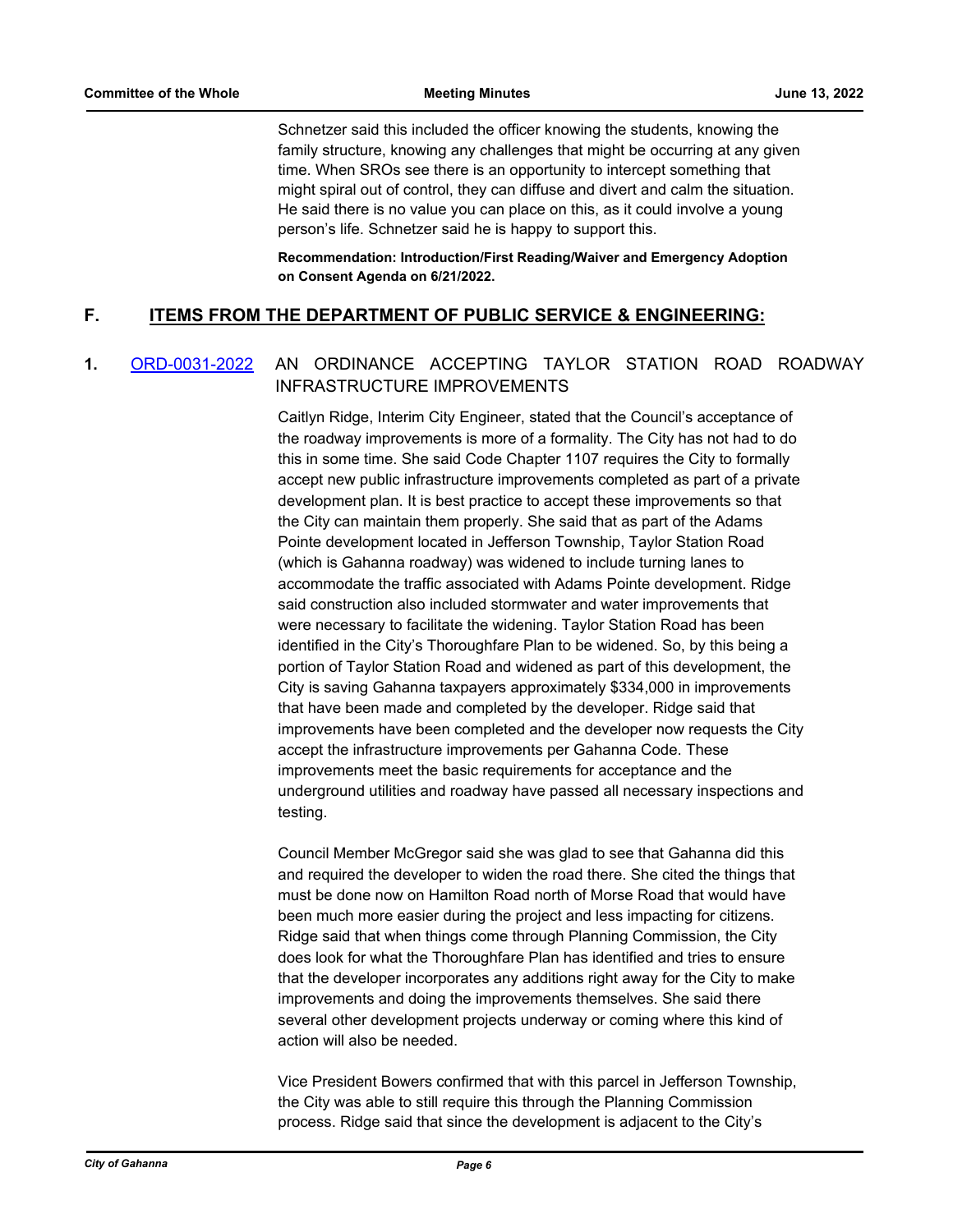Schnetzer said this included the officer knowing the students, knowing the family structure, knowing any challenges that might be occurring at any given time. When SROs see there is an opportunity to intercept something that might spiral out of control, they can diffuse and divert and calm the situation. He said there is no value you can place on this, as it could involve a young person's life. Schnetzer said he is happy to support this.

**Recommendation: Introduction/First Reading/Waiver and Emergency Adoption on Consent Agenda on 6/21/2022.**

## F. ITEMS FROM THE DEPARTMENT OF PUBLIC SERVICE & ENGINEERING:

**1.** [ORD-0031-2022] AN ORDINANCE ACCEPTING TAYLOR STATION ROAD ROADWAY INFRASTRUCTURE IMPROVEMENTS

Caitlyn Ridge, Interim City Engineer, stated that the Council's acceptance of the roadway improvements is more of a formality. The City has not had to do this in some time. She said Code Chapter 1107 requires the City to formally accept new public infrastructure improvements completed as part of a private development plan. It is best practice to accept these improvements so that the City can maintain them properly. She said that as part of the Adams Pointe development located in Jefferson Township, Taylor Station Road (which is Gahanna roadway) was widened to include turning lanes to accommodate the traffic associated with Adams Pointe development. Ridge said construction also included stormwater and water improvements that were necessary to facilitate the widening. Taylor Station Road has been identified in the City's Thoroughfare Plan to be widened. So, by this being a portion of Taylor Station Road and widened as part of this development, the City is saving Gahanna taxpayers approximately $334,000 in improvements that have been made and completed by the developer. Ridge said that improvements have been completed and the developer now requests the City accept the infrastructure improvements per Gahanna Code. These improvements meet the basic requirements for acceptance and the underground utilities and roadway have passed all necessary inspections and testing.

Council Member McGregor said she was glad to see that Gahanna did this and required the developer to widen the road there. She cited the things that must be done now on Hamilton Road north of Morse Road that would have been much more easier during the project and less impacting for citizens. Ridge said that when things come through Planning Commission, the City does look for what the Thoroughfare Plan has identified and tries to ensure that the developer incorporates any additions right away for the City to make improvements and doing the improvements themselves. She said there several other development projects underway or coming where this kind of action will also be needed.

Vice President Bowers confirmed that with this parcel in Jefferson Township, the City was able to still require this through the Planning Commission process. Ridge said that since the development is adjacent to the City's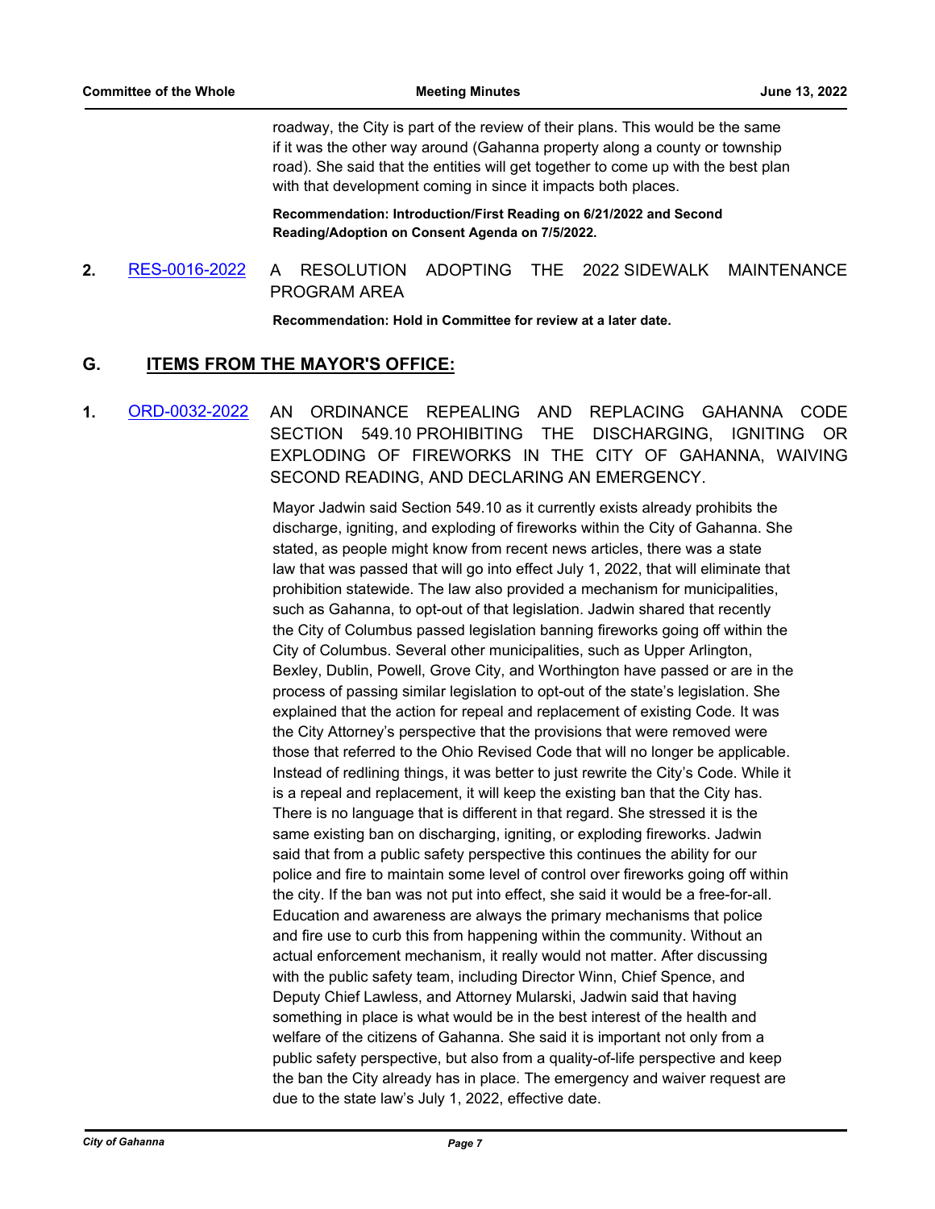roadway, the City is part of the review of their plans. This would be the same if it was the other way around (Gahanna property along a county or township road). She said that the entities will get together to come up with the best plan with that development coming in since it impacts both places.

**Recommendation: Introduction/First Reading on 6/21/2022 and Second Reading/Adoption on Consent Agenda on 7/5/2022.**

**2.** RES-0016-2022 A RESOLUTION ADOPTING THE 2022 SIDEWALK MAINTENANCE PROGRAM AREA

**Recommendation: Hold in Committee for review at a later date.**

## G. ITEMS FROM THE MAYOR'S OFFICE:

**1.** ORD-0032-2022 AN ORDINANCE REPEALING AND REPLACING GAHANNA CODE SECTION 549.10 PROHIBITING THE DISCHARGING, IGNITING OR EXPLODING OF FIREWORKS IN THE CITY OF GAHANNA, WAIVING SECOND READING, AND DECLARING AN EMERGENCY.

Mayor Jadwin said Section 549.10 as it currently exists already prohibits the discharge, igniting, and exploding of fireworks within the City of Gahanna. She stated, as people might know from recent news articles, there was a state law that was passed that will go into effect July 1, 2022, that will eliminate that prohibition statewide. The law also provided a mechanism for municipalities, such as Gahanna, to opt-out of that legislation. Jadwin shared that recently the City of Columbus passed legislation banning fireworks going off within the City of Columbus. Several other municipalities, such as Upper Arlington, Bexley, Dublin, Powell, Grove City, and Worthington have passed or are in the process of passing similar legislation to opt-out of the state's legislation. She explained that the action for repeal and replacement of existing Code. It was the City Attorney's perspective that the provisions that were removed were those that referred to the Ohio Revised Code that will no longer be applicable. Instead of redlining things, it was better to just rewrite the City's Code. While it is a repeal and replacement, it will keep the existing ban that the City has. There is no language that is different in that regard. She stressed it is the same existing ban on discharging, igniting, or exploding fireworks. Jadwin said that from a public safety perspective this continues the ability for our police and fire to maintain some level of control over fireworks going off within the city. If the ban was not put into effect, she said it would be a free-for-all. Education and awareness are always the primary mechanisms that police and fire use to curb this from happening within the community. Without an actual enforcement mechanism, it really would not matter. After discussing with the public safety team, including Director Winn, Chief Spence, and Deputy Chief Lawless, and Attorney Mularski, Jadwin said that having something in place is what would be in the best interest of the health and welfare of the citizens of Gahanna. She said it is important not only from a public safety perspective, but also from a quality-of-life perspective and keep the ban the City already has in place. The emergency and waiver request are due to the state law's July 1, 2022, effective date.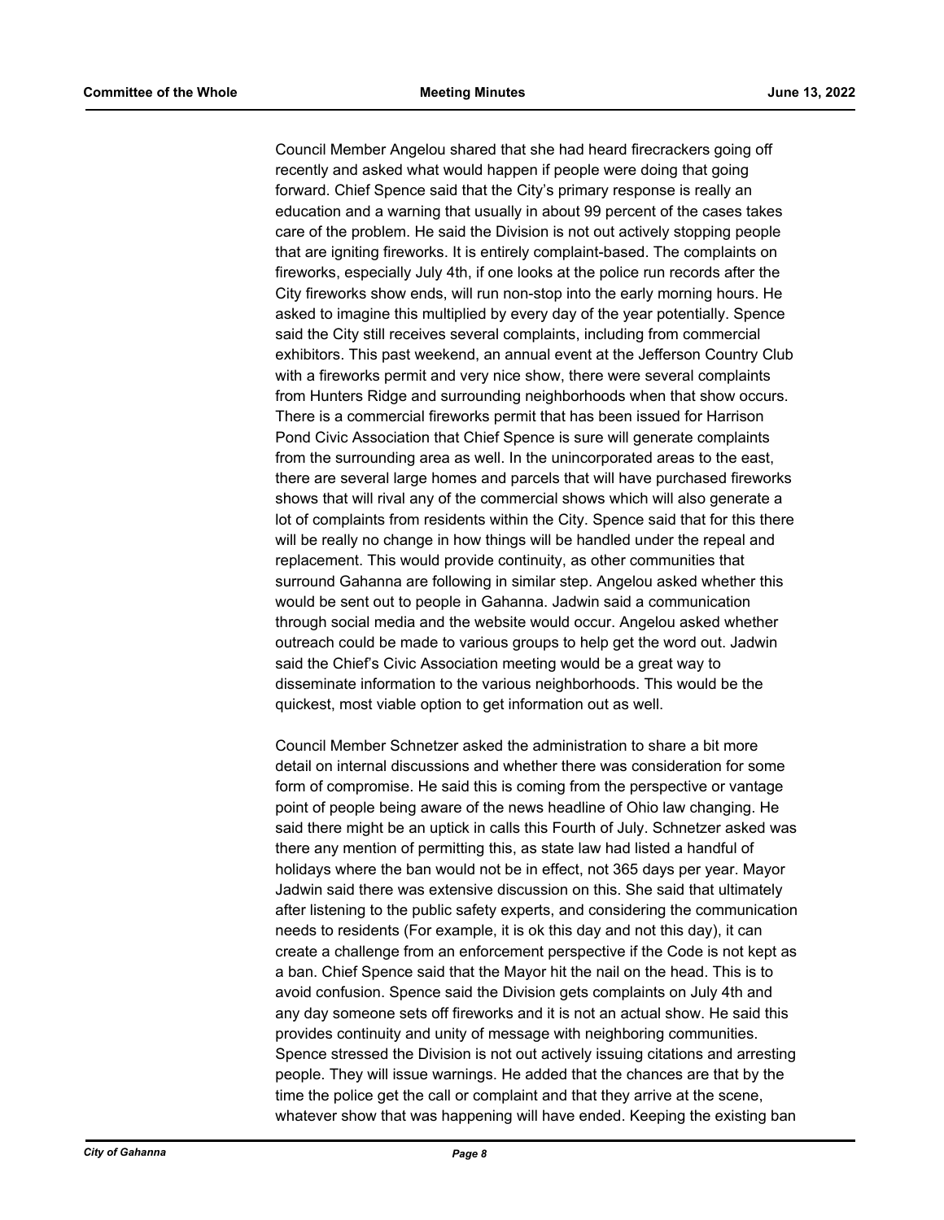Council Member Angelou shared that she had heard firecrackers going off recently and asked what would happen if people were doing that going forward. Chief Spence said that the City's primary response is really an education and a warning that usually in about 99 percent of the cases takes care of the problem. He said the Division is not out actively stopping people that are igniting fireworks. It is entirely complaint-based. The complaints on fireworks, especially July 4th, if one looks at the police run records after the City fireworks show ends, will run non-stop into the early morning hours. He asked to imagine this multiplied by every day of the year potentially. Spence said the City still receives several complaints, including from commercial exhibitors. This past weekend, an annual event at the Jefferson Country Club with a fireworks permit and very nice show, there were several complaints from Hunters Ridge and surrounding neighborhoods when that show occurs. There is a commercial fireworks permit that has been issued for Harrison Pond Civic Association that Chief Spence is sure will generate complaints from the surrounding area as well. In the unincorporated areas to the east, there are several large homes and parcels that will have purchased fireworks shows that will rival any of the commercial shows which will also generate a lot of complaints from residents within the City. Spence said that for this there will be really no change in how things will be handled under the repeal and replacement. This would provide continuity, as other communities that surround Gahanna are following in similar step. Angelou asked whether this would be sent out to people in Gahanna. Jadwin said a communication through social media and the website would occur. Angelou asked whether outreach could be made to various groups to help get the word out. Jadwin said the Chief's Civic Association meeting would be a great way to disseminate information to the various neighborhoods. This would be the quickest, most viable option to get information out as well.

Council Member Schnetzer asked the administration to share a bit more detail on internal discussions and whether there was consideration for some form of compromise. He said this is coming from the perspective or vantage point of people being aware of the news headline of Ohio law changing. He said there might be an uptick in calls this Fourth of July. Schnetzer asked was there any mention of permitting this, as state law had listed a handful of holidays where the ban would not be in effect, not 365 days per year. Mayor Jadwin said there was extensive discussion on this. She said that ultimately after listening to the public safety experts, and considering the communication needs to residents (For example, it is ok this day and not this day), it can create a challenge from an enforcement perspective if the Code is not kept as a ban. Chief Spence said that the Mayor hit the nail on the head. This is to avoid confusion. Spence said the Division gets complaints on July 4th and any day someone sets off fireworks and it is not an actual show. He said this provides continuity and unity of message with neighboring communities. Spence stressed the Division is not out actively issuing citations and arresting people. They will issue warnings. He added that the chances are that by the time the police get the call or complaint and that they arrive at the scene, whatever show that was happening will have ended. Keeping the existing ban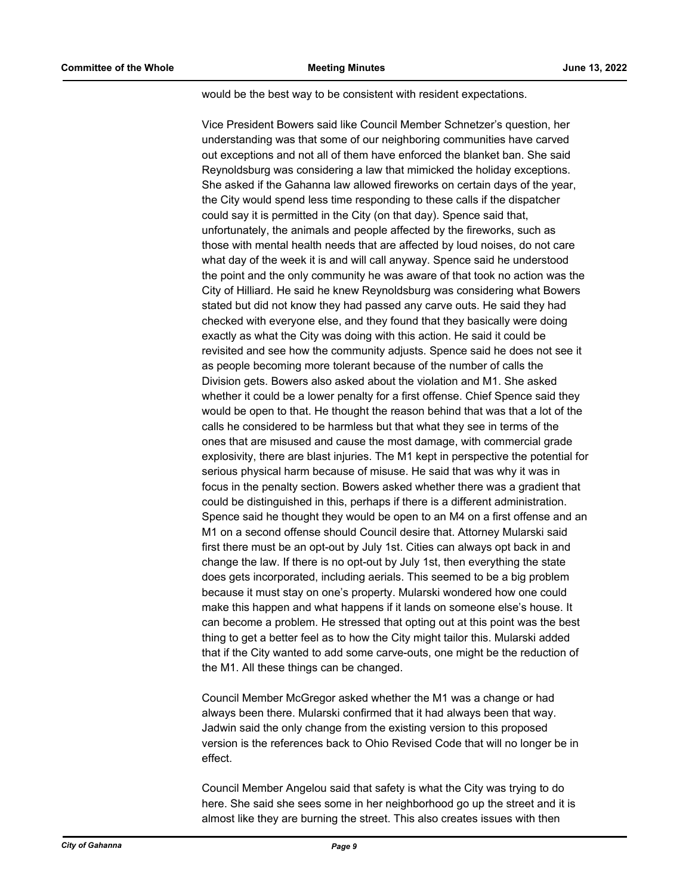would be the best way to be consistent with resident expectations.

Vice President Bowers said like Council Member Schnetzer's question, her understanding was that some of our neighboring communities have carved out exceptions and not all of them have enforced the blanket ban. She said Reynoldsburg was considering a law that mimicked the holiday exceptions. She asked if the Gahanna law allowed fireworks on certain days of the year, the City would spend less time responding to these calls if the dispatcher could say it is permitted in the City (on that day). Spence said that, unfortunately, the animals and people affected by the fireworks, such as those with mental health needs that are affected by loud noises, do not care what day of the week it is and will call anyway. Spence said he understood the point and the only community he was aware of that took no action was the City of Hilliard. He said he knew Reynoldsburg was considering what Bowers stated but did not know they had passed any carve outs. He said they had checked with everyone else, and they found that they basically were doing exactly as what the City was doing with this action. He said it could be revisited and see how the community adjusts. Spence said he does not see it as people becoming more tolerant because of the number of calls the Division gets. Bowers also asked about the violation and M1. She asked whether it could be a lower penalty for a first offense. Chief Spence said they would be open to that. He thought the reason behind that was that a lot of the calls he considered to be harmless but that what they see in terms of the ones that are misused and cause the most damage, with commercial grade explosivity, there are blast injuries. The M1 kept in perspective the potential for serious physical harm because of misuse. He said that was why it was in focus in the penalty section. Bowers asked whether there was a gradient that could be distinguished in this, perhaps if there is a different administration. Spence said he thought they would be open to an M4 on a first offense and an M1 on a second offense should Council desire that. Attorney Mularski said first there must be an opt-out by July 1st. Cities can always opt back in and change the law. If there is no opt-out by July 1st, then everything the state does gets incorporated, including aerials. This seemed to be a big problem because it must stay on one's property. Mularski wondered how one could make this happen and what happens if it lands on someone else's house. It can become a problem. He stressed that opting out at this point was the best thing to get a better feel as to how the City might tailor this. Mularski added that if the City wanted to add some carve-outs, one might be the reduction of the M1. All these things can be changed.

Council Member McGregor asked whether the M1 was a change or had always been there. Mularski confirmed that it had always been that way. Jadwin said the only change from the existing version to this proposed version is the references back to Ohio Revised Code that will no longer be in effect.

Council Member Angelou said that safety is what the City was trying to do here. She said she sees some in her neighborhood go up the street and it is almost like they are burning the street. This also creates issues with then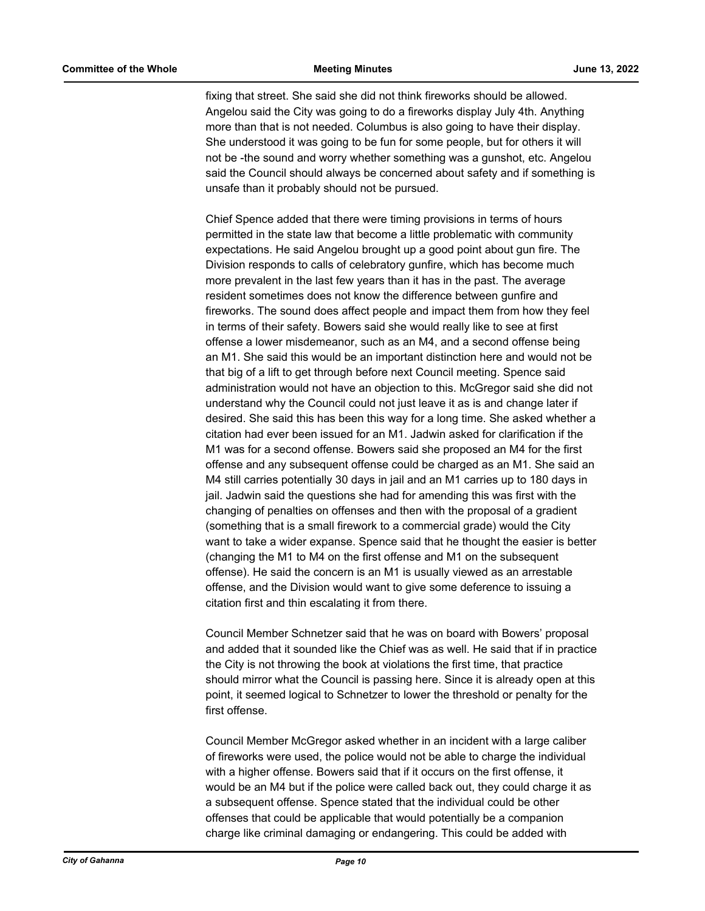fixing that street. She said she did not think fireworks should be allowed. Angelou said the City was going to do a fireworks display July 4th. Anything more than that is not needed. Columbus is also going to have their display. She understood it was going to be fun for some people, but for others it will not be -the sound and worry whether something was a gunshot, etc. Angelou said the Council should always be concerned about safety and if something is unsafe than it probably should not be pursued.

Chief Spence added that there were timing provisions in terms of hours permitted in the state law that become a little problematic with community expectations. He said Angelou brought up a good point about gun fire. The Division responds to calls of celebratory gunfire, which has become much more prevalent in the last few years than it has in the past. The average resident sometimes does not know the difference between gunfire and fireworks. The sound does affect people and impact them from how they feel in terms of their safety. Bowers said she would really like to see at first offense a lower misdemeanor, such as an M4, and a second offense being an M1. She said this would be an important distinction here and would not be that big of a lift to get through before next Council meeting. Spence said administration would not have an objection to this. McGregor said she did not understand why the Council could not just leave it as is and change later if desired. She said this has been this way for a long time. She asked whether a citation had ever been issued for an M1. Jadwin asked for clarification if the M1 was for a second offense. Bowers said she proposed an M4 for the first offense and any subsequent offense could be charged as an M1. She said an M4 still carries potentially 30 days in jail and an M1 carries up to 180 days in jail. Jadwin said the questions she had for amending this was first with the changing of penalties on offenses and then with the proposal of a gradient (something that is a small firework to a commercial grade) would the City want to take a wider expanse. Spence said that he thought the easier is better (changing the M1 to M4 on the first offense and M1 on the subsequent offense). He said the concern is an M1 is usually viewed as an arrestable offense, and the Division would want to give some deference to issuing a citation first and thin escalating it from there.

Council Member Schnetzer said that he was on board with Bowers' proposal and added that it sounded like the Chief was as well. He said that if in practice the City is not throwing the book at violations the first time, that practice should mirror what the Council is passing here. Since it is already open at this point, it seemed logical to Schnetzer to lower the threshold or penalty for the first offense.

Council Member McGregor asked whether in an incident with a large caliber of fireworks were used, the police would not be able to charge the individual with a higher offense. Bowers said that if it occurs on the first offense, it would be an M4 but if the police were called back out, they could charge it as a subsequent offense. Spence stated that the individual could be other offenses that could be applicable that would potentially be a companion charge like criminal damaging or endangering. This could be added with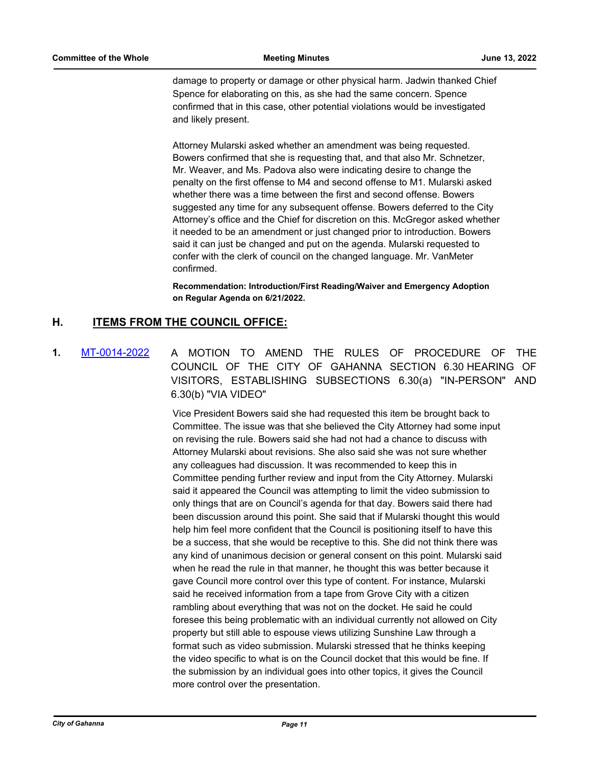damage to property or damage or other physical harm. Jadwin thanked Chief Spence for elaborating on this, as she had the same concern. Spence confirmed that in this case, other potential violations would be investigated and likely present.

Attorney Mularski asked whether an amendment was being requested. Bowers confirmed that she is requesting that, and that also Mr. Schnetzer, Mr. Weaver, and Ms. Padova also were indicating desire to change the penalty on the first offense to M4 and second offense to M1. Mularski asked whether there was a time between the first and second offense. Bowers suggested any time for any subsequent offense. Bowers deferred to the City Attorney's office and the Chief for discretion on this. McGregor asked whether it needed to be an amendment or just changed prior to introduction. Bowers said it can just be changed and put on the agenda. Mularski requested to confer with the clerk of council on the changed language. Mr. VanMeter confirmed.

**Recommendation: Introduction/First Reading/Waiver and Emergency Adoption on Regular Agenda on 6/21/2022.**

## H. ITEMS FROM THE COUNCIL OFFICE:

**1.** MT-0014-2022 A MOTION TO AMEND THE RULES OF PROCEDURE OF THE COUNCIL OF THE CITY OF GAHANNA SECTION 6.30 HEARING OF VISITORS, ESTABLISHING SUBSECTIONS 6.30(a) "IN-PERSON" AND 6.30(b) "VIA VIDEO"

Vice President Bowers said she had requested this item be brought back to Committee. The issue was that she believed the City Attorney had some input on revising the rule. Bowers said she had not had a chance to discuss with Attorney Mularski about revisions. She also said she was not sure whether any colleagues had discussion. It was recommended to keep this in Committee pending further review and input from the City Attorney. Mularski said it appeared the Council was attempting to limit the video submission to only things that are on Council's agenda for that day. Bowers said there had been discussion around this point. She said that if Mularski thought this would help him feel more confident that the Council is positioning itself to have this be a success, that she would be receptive to this. She did not think there was any kind of unanimous decision or general consent on this point. Mularski said when he read the rule in that manner, he thought this was better because it gave Council more control over this type of content. For instance, Mularski said he received information from a tape from Grove City with a citizen rambling about everything that was not on the docket. He said he could foresee this being problematic with an individual currently not allowed on City property but still able to espouse views utilizing Sunshine Law through a format such as video submission. Mularski stressed that he thinks keeping the video specific to what is on the Council docket that this would be fine. If the submission by an individual goes into other topics, it gives the Council more control over the presentation.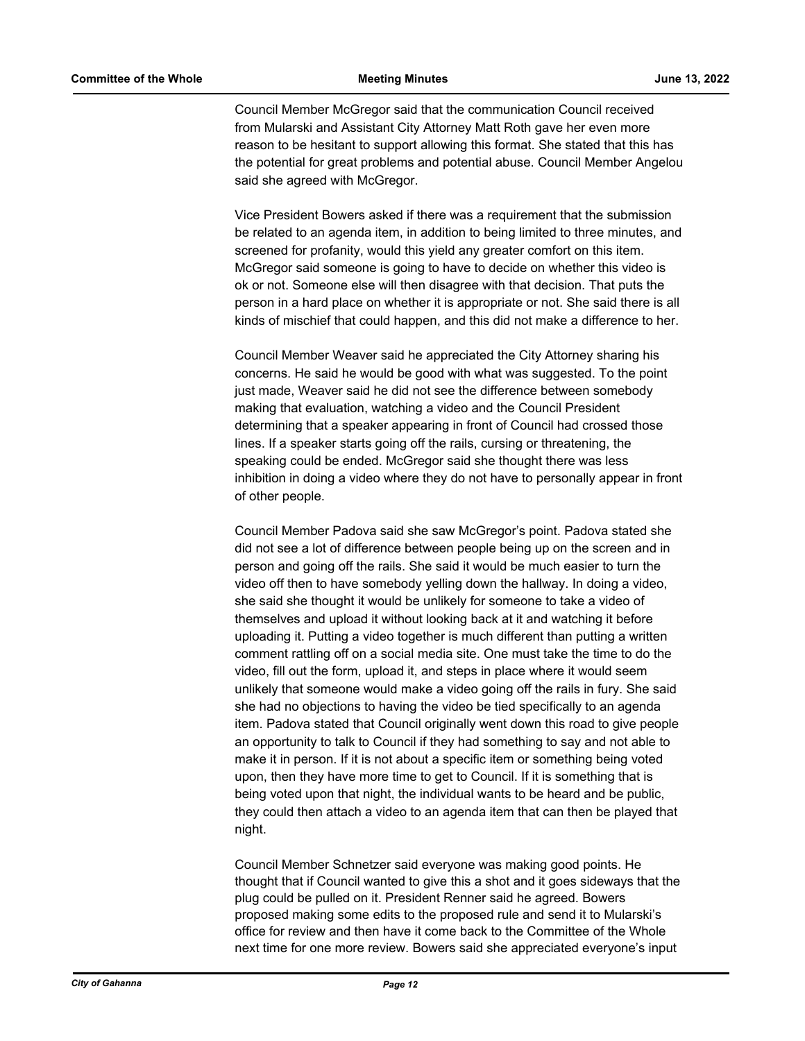Council Member McGregor said that the communication Council received from Mularski and Assistant City Attorney Matt Roth gave her even more reason to be hesitant to support allowing this format. She stated that this has the potential for great problems and potential abuse. Council Member Angelou said she agreed with McGregor.

Vice President Bowers asked if there was a requirement that the submission be related to an agenda item, in addition to being limited to three minutes, and screened for profanity, would this yield any greater comfort on this item. McGregor said someone is going to have to decide on whether this video is ok or not. Someone else will then disagree with that decision. That puts the person in a hard place on whether it is appropriate or not. She said there is all kinds of mischief that could happen, and this did not make a difference to her.

Council Member Weaver said he appreciated the City Attorney sharing his concerns. He said he would be good with what was suggested. To the point just made, Weaver said he did not see the difference between somebody making that evaluation, watching a video and the Council President determining that a speaker appearing in front of Council had crossed those lines. If a speaker starts going off the rails, cursing or threatening, the speaking could be ended. McGregor said she thought there was less inhibition in doing a video where they do not have to personally appear in front of other people.

Council Member Padova said she saw McGregor's point. Padova stated she did not see a lot of difference between people being up on the screen and in person and going off the rails. She said it would be much easier to turn the video off then to have somebody yelling down the hallway. In doing a video, she said she thought it would be unlikely for someone to take a video of themselves and upload it without looking back at it and watching it before uploading it. Putting a video together is much different than putting a written comment rattling off on a social media site. One must take the time to do the video, fill out the form, upload it, and steps in place where it would seem unlikely that someone would make a video going off the rails in fury. She said she had no objections to having the video be tied specifically to an agenda item. Padova stated that Council originally went down this road to give people an opportunity to talk to Council if they had something to say and not able to make it in person. If it is not about a specific item or something being voted upon, then they have more time to get to Council. If it is something that is being voted upon that night, the individual wants to be heard and be public, they could then attach a video to an agenda item that can then be played that night.

Council Member Schnetzer said everyone was making good points. He thought that if Council wanted to give this a shot and it goes sideways that the plug could be pulled on it. President Renner said he agreed. Bowers proposed making some edits to the proposed rule and send it to Mularski's office for review and then have it come back to the Committee of the Whole next time for one more review. Bowers said she appreciated everyone's input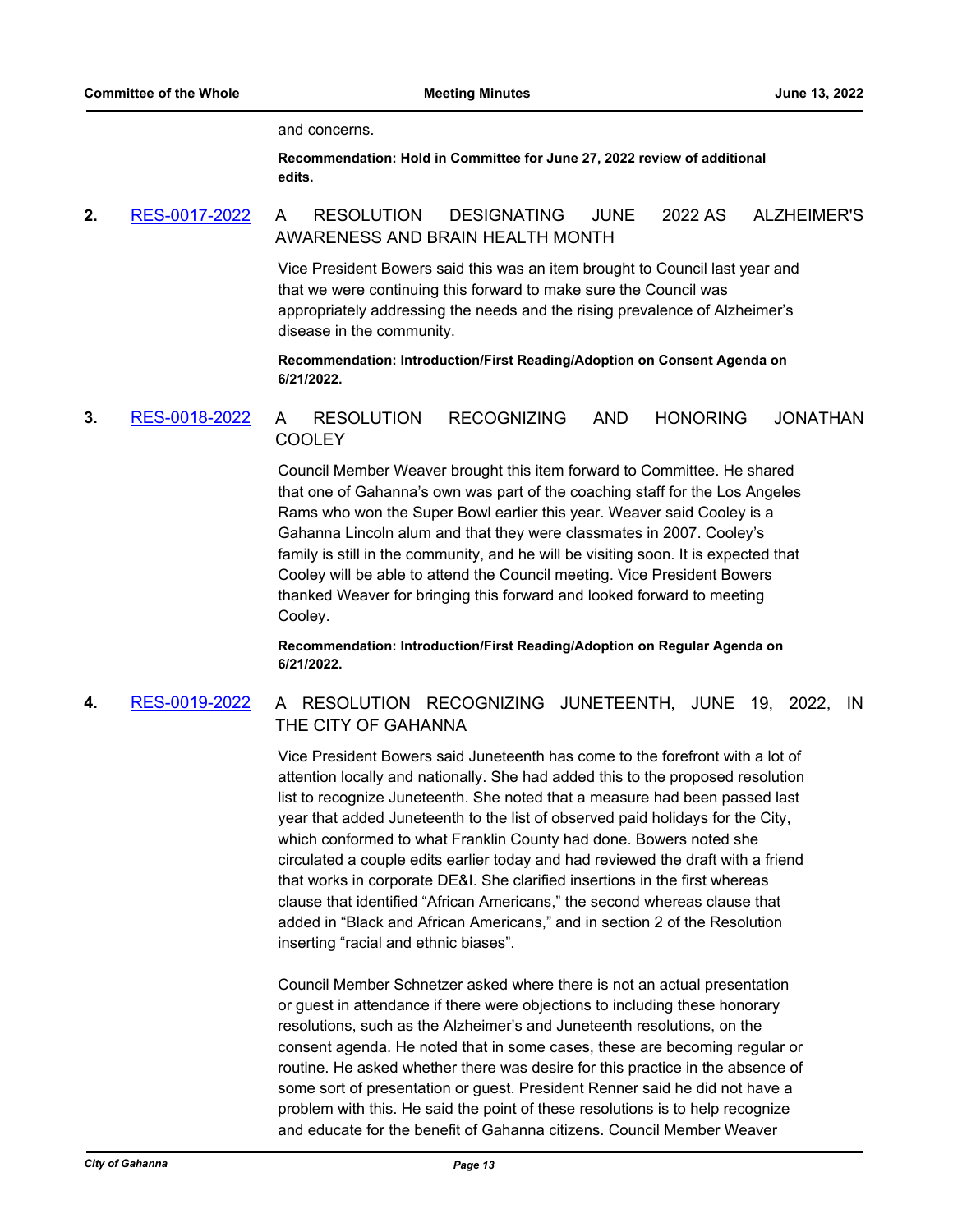and concerns.

**Recommendation: Hold in Committee for June 27, 2022 review of additional edits.**

**2.** RES-0017-2022 A RESOLUTION DESIGNATING JUNE 2022 AS ALZHEIMER'S AWARENESS AND BRAIN HEALTH MONTH

Vice President Bowers said this was an item brought to Council last year and that we were continuing this forward to make sure the Council was appropriately addressing the needs and the rising prevalence of Alzheimer's disease in the community.

**Recommendation: Introduction/First Reading/Adoption on Consent Agenda on 6/21/2022.**

**3.** RES-0018-2022 A RESOLUTION RECOGNIZING AND HONORING JONATHAN COOLEY

Council Member Weaver brought this item forward to Committee. He shared that one of Gahanna's own was part of the coaching staff for the Los Angeles Rams who won the Super Bowl earlier this year. Weaver said Cooley is a Gahanna Lincoln alum and that they were classmates in 2007. Cooley's family is still in the community, and he will be visiting soon. It is expected that Cooley will be able to attend the Council meeting. Vice President Bowers thanked Weaver for bringing this forward and looked forward to meeting Cooley.

**Recommendation: Introduction/First Reading/Adoption on Regular Agenda on 6/21/2022.**

**4.** RES-0019-2022 A RESOLUTION RECOGNIZING JUNETEENTH, JUNE 19, 2022, IN THE CITY OF GAHANNA

Vice President Bowers said Juneteenth has come to the forefront with a lot of attention locally and nationally. She had added this to the proposed resolution list to recognize Juneteenth. She noted that a measure had been passed last year that added Juneteenth to the list of observed paid holidays for the City, which conformed to what Franklin County had done. Bowers noted she circulated a couple edits earlier today and had reviewed the draft with a friend that works in corporate DE&I. She clarified insertions in the first whereas clause that identified "African Americans," the second whereas clause that added in "Black and African Americans," and in section 2 of the Resolution inserting "racial and ethnic biases".

Council Member Schnetzer asked where there is not an actual presentation or guest in attendance if there were objections to including these honorary resolutions, such as the Alzheimer's and Juneteenth resolutions, on the consent agenda. He noted that in some cases, these are becoming regular or routine. He asked whether there was desire for this practice in the absence of some sort of presentation or guest. President Renner said he did not have a problem with this. He said the point of these resolutions is to help recognize and educate for the benefit of Gahanna citizens. Council Member Weaver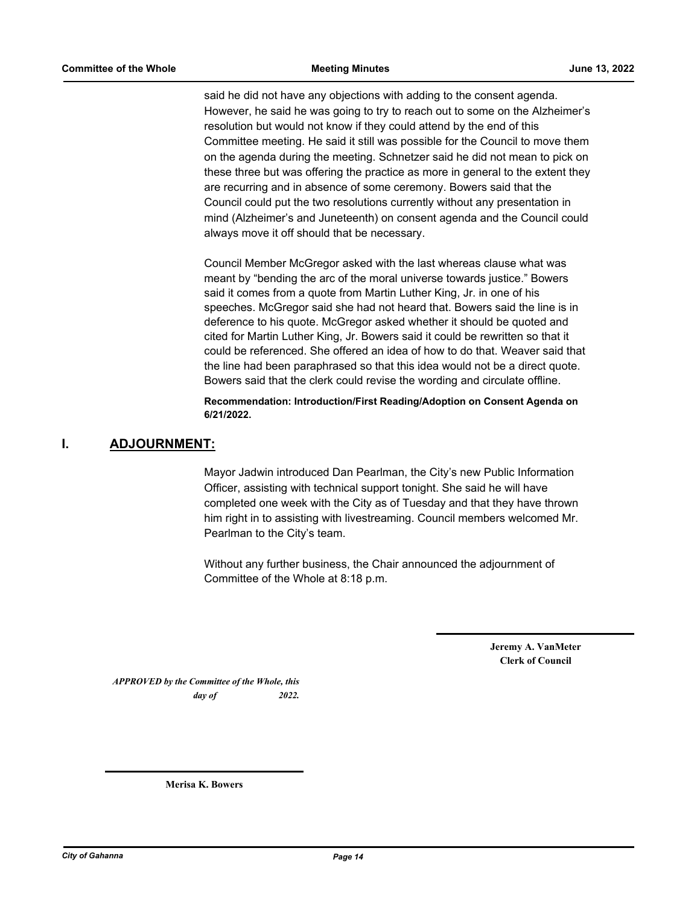said he did not have any objections with adding to the consent agenda. However, he said he was going to try to reach out to some on the Alzheimer's resolution but would not know if they could attend by the end of this Committee meeting. He said it still was possible for the Council to move them on the agenda during the meeting. Schnetzer said he did not mean to pick on these three but was offering the practice as more in general to the extent they are recurring and in absence of some ceremony. Bowers said that the Council could put the two resolutions currently without any presentation in mind (Alzheimer's and Juneteenth) on consent agenda and the Council could always move it off should that be necessary.

Council Member McGregor asked with the last whereas clause what was meant by "bending the arc of the moral universe towards justice." Bowers said it comes from a quote from Martin Luther King, Jr. in one of his speeches. McGregor said she had not heard that. Bowers said the line is in deference to his quote. McGregor asked whether it should be quoted and cited for Martin Luther King, Jr. Bowers said it could be rewritten so that it could be referenced. She offered an idea of how to do that. Weaver said that the line had been paraphrased so that this idea would not be a direct quote. Bowers said that the clerk could revise the wording and circulate offline.

**Recommendation: Introduction/First Reading/Adoption on Consent Agenda on 6/21/2022.**

## I. ADJOURNMENT:

Mayor Jadwin introduced Dan Pearlman, the City's new Public Information Officer, assisting with technical support tonight. She said he will have completed one week with the City as of Tuesday and that they have thrown him right in to assisting with livestreaming. Council members welcomed Mr. Pearlman to the City's team.

Without any further business, the Chair announced the adjournment of Committee of the Whole at 8:18 p.m.

**Jeremy A. VanMeter**
**Clerk of Council**

*APPROVED by the Committee of the Whole, this*
*day of 2022.*

**Merisa K. Bowers**